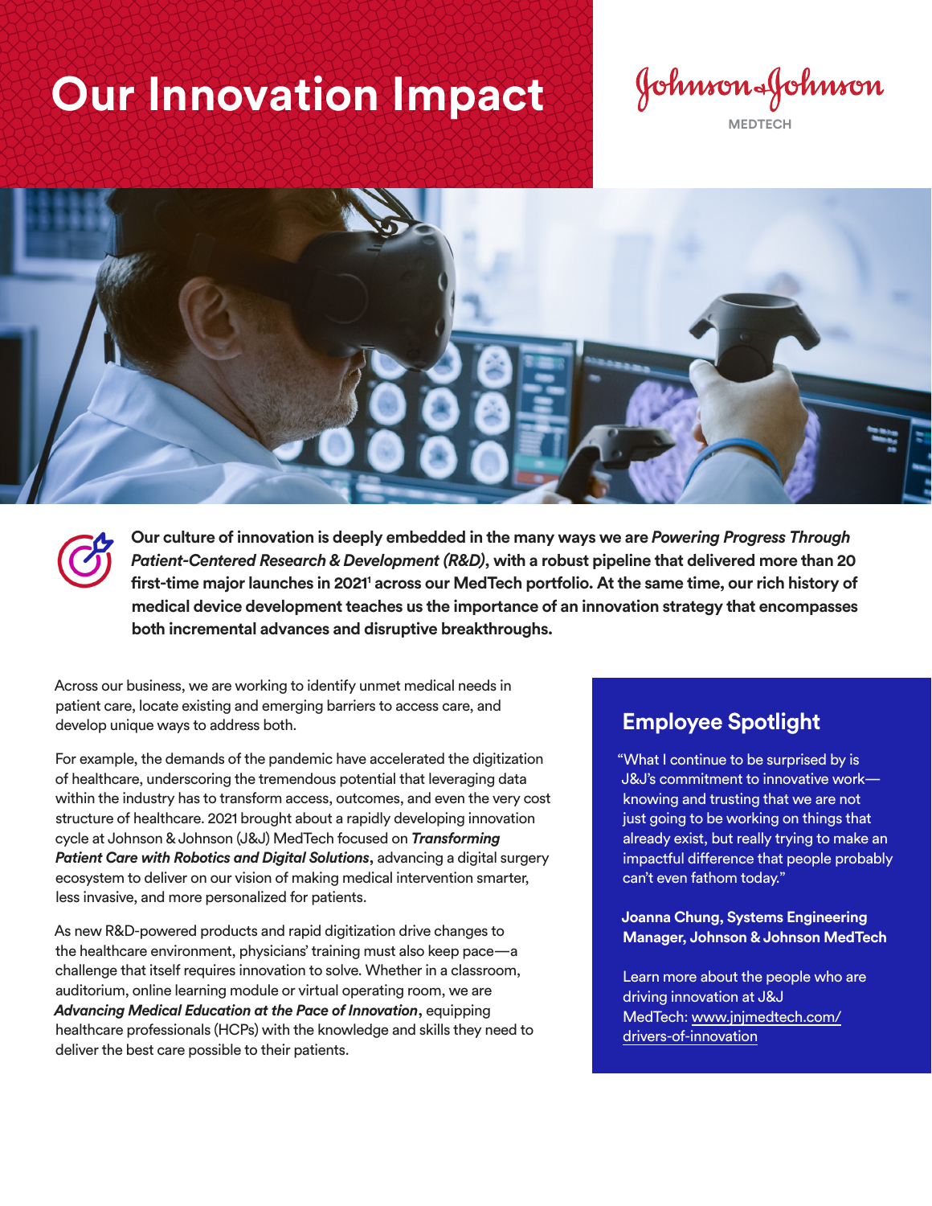# Our Innovation Impact

Johnson & Johnson

MEDTECH

**Our culture of innovation is deeply embedded in the many ways we are *Powering Progress Through Patient-Centered Research & Development (R&D)*, with a robust pipeline that delivered more than 20 first-time major launches in 2021[1] across our MedTech portfolio. At the same time, our rich history of medical device development teaches us the importance of an innovation strategy that encompasses both incremental advances and disruptive breakthroughs.**

Across our business, we are working to identify unmet medical needs in patient care, locate existing and emerging barriers to access care, and develop unique ways to address both.

For example, the demands of the pandemic have accelerated the digitization of healthcare, underscoring the tremendous potential that leveraging data within the industry has to transform access, outcomes, and even the very cost structure of healthcare. 2021 brought about a rapidly developing innovation cycle at Johnson & Johnson (J&J) MedTech focused on ***Transforming Patient Care with Robotics and Digital Solutions***, advancing a digital surgery ecosystem to deliver on our vision of making medical intervention smarter, less invasive, and more personalized for patients.

As new R&D-powered products and rapid digitization drive changes to the healthcare environment, physicians' training must also keep pace—a challenge that itself requires innovation to solve. Whether in a classroom, auditorium, online learning module or virtual operating room, we are ***Advancing Medical Education at the Pace of Innovation***, equipping healthcare professionals (HCPs) with the knowledge and skills they need to deliver the best care possible to their patients.

## Employee Spotlight

"What I continue to be surprised by is J&J's commitment to innovative work—knowing and trusting that we are not just going to be working on things that already exist, but really trying to make an impactful difference that people probably can't even fathom today."

**Joanna Chung, Systems Engineering Manager, Johnson & Johnson MedTech**

Learn more about the people who are driving innovation at J&J MedTech: www.jnjmedtech.com/drivers-of-innovation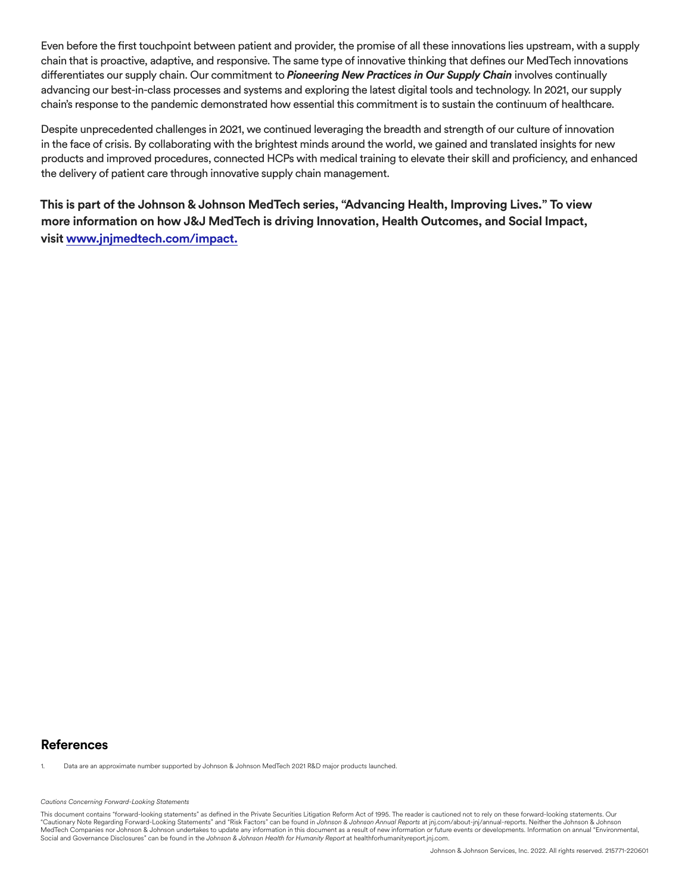Even before the first touchpoint between patient and provider, the promise of all these innovations lies upstream, with a supply chain that is proactive, adaptive, and responsive. The same type of innovative thinking that defines our MedTech innovations differentiates our supply chain. Our commitment to ***Pioneering New Practices in Our Supply Chain*** involves continually advancing our best-in-class processes and systems and exploring the latest digital tools and technology. In 2021, our supply chain's response to the pandemic demonstrated how essential this commitment is to sustain the continuum of healthcare.

Despite unprecedented challenges in 2021, we continued leveraging the breadth and strength of our culture of innovation in the face of crisis. By collaborating with the brightest minds around the world, we gained and translated insights for new products and improved procedures, connected HCPs with medical training to elevate their skill and proficiency, and enhanced the delivery of patient care through innovative supply chain management.

**This is part of the Johnson & Johnson MedTech series, "Advancing Health, Improving Lives." To view more information on how J&J MedTech is driving Innovation, Health Outcomes, and Social Impact, visit [www.jnjmedtech.com/impact.](http://www.jnjmedtech.com/impact)**

## References

1. Data are an approximate number supported by Johnson & Johnson MedTech 2021 R&D major products launched.

*Cautions Concerning Forward-Looking Statements*

This document contains "forward-looking statements" as defined in the Private Securities Litigation Reform Act of 1995. The reader is cautioned not to rely on these forward-looking statements. Our "Cautionary Note Regarding Forward-Looking Statements" and "Risk Factors" can be found in *Johnson & Johnson Annual Reports* at jnj.com/about-jnj/annual-reports. Neither the Johnson & Johnson MedTech Companies nor Johnson & Johnson undertakes to update any information in this document as a result of new information or future events or developments. Information on annual "Environmental, Social and Governance Disclosures" can be found in the *Johnson & Johnson Health for Humanity Report* at healthforhumanityreport.jnj.com.

Johnson & Johnson Services, Inc. 2022. All rights reserved. 215771-220601